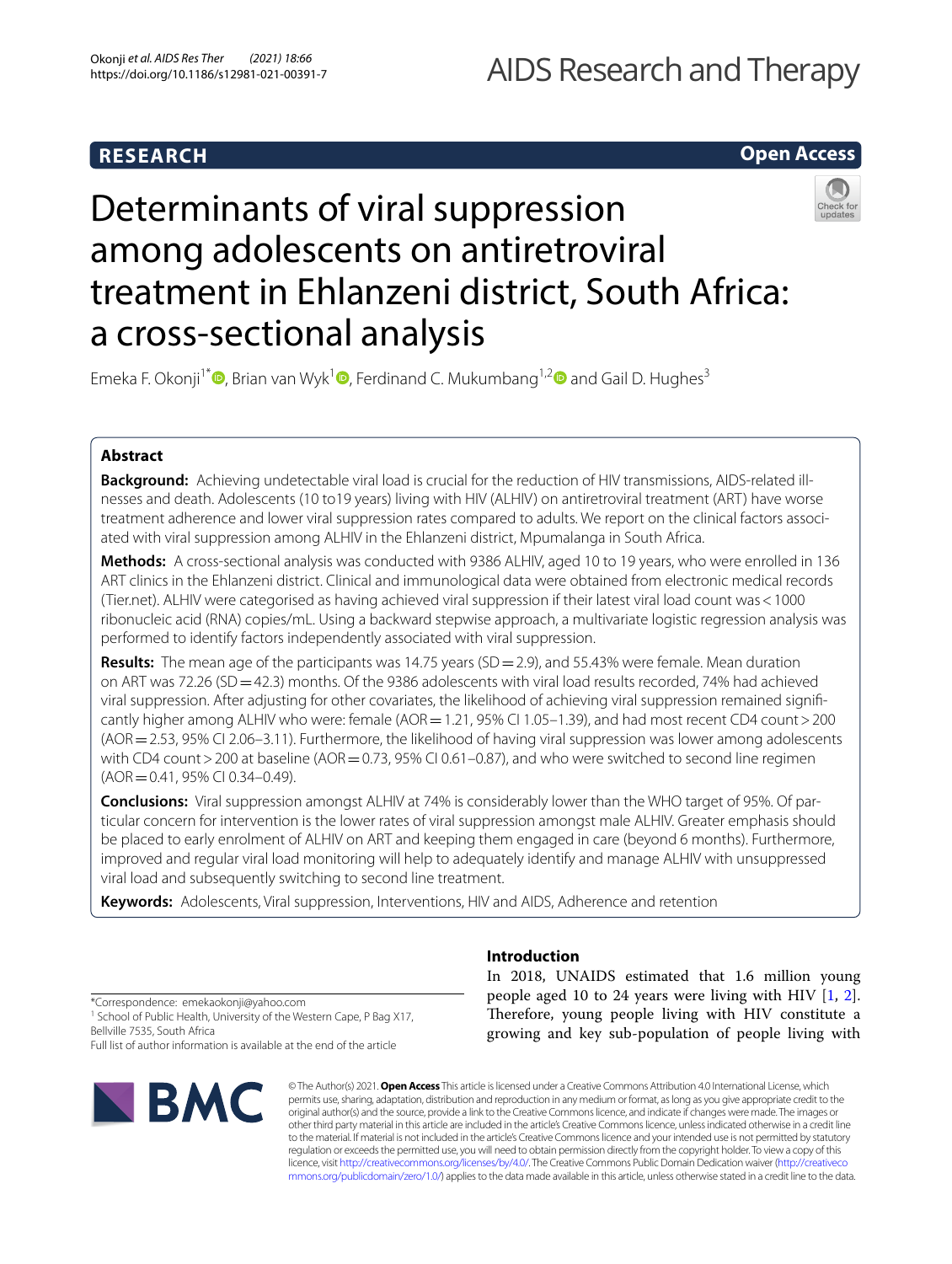RESEARCH

Open Access

# Determinants of viral suppression among adolescents on antiretroviral treatment in Ehlanzeni district, South Africa: a cross-sectional analysis

Emeka F. Okonji[1*], Brian van Wyk[1], Ferdinand C. Mukumbang[1,2] and Gail D. Hughes[3]

## Abstract

**Background:** Achieving undetectable viral load is crucial for the reduction of HIV transmissions, AIDS-related illnesses and death. Adolescents (10 to19 years) living with HIV (ALHIV) on antiretroviral treatment (ART) have worse treatment adherence and lower viral suppression rates compared to adults. We report on the clinical factors associated with viral suppression among ALHIV in the Ehlanzeni district, Mpumalanga in South Africa.

**Methods:** A cross-sectional analysis was conducted with 9386 ALHIV, aged 10 to 19 years, who were enrolled in 136 ART clinics in the Ehlanzeni district. Clinical and immunological data were obtained from electronic medical records (Tier.net). ALHIV were categorised as having achieved viral suppression if their latest viral load count was < 1000 ribonucleic acid (RNA) copies/mL. Using a backward stepwise approach, a multivariate logistic regression analysis was performed to identify factors independently associated with viral suppression.

**Results:** The mean age of the participants was 14.75 years (SD = 2.9), and 55.43% were female. Mean duration on ART was 72.26 (SD = 42.3) months. Of the 9386 adolescents with viral load results recorded, 74% had achieved viral suppression. After adjusting for other covariates, the likelihood of achieving viral suppression remained significantly higher among ALHIV who were: female (AOR = 1.21, 95% CI 1.05–1.39), and had most recent CD4 count > 200 (AOR = 2.53, 95% CI 2.06–3.11). Furthermore, the likelihood of having viral suppression was lower among adolescents with CD4 count > 200 at baseline (AOR = 0.73, 95% CI 0.61–0.87), and who were switched to second line regimen (AOR = 0.41, 95% CI 0.34–0.49).

**Conclusions:** Viral suppression amongst ALHIV at 74% is considerably lower than the WHO target of 95%. Of particular concern for intervention is the lower rates of viral suppression amongst male ALHIV. Greater emphasis should be placed to early enrolment of ALHIV on ART and keeping them engaged in care (beyond 6 months). Furthermore, improved and regular viral load monitoring will help to adequately identify and manage ALHIV with unsuppressed viral load and subsequently switching to second line treatment.

**Keywords:** Adolescents, Viral suppression, Interventions, HIV and AIDS, Adherence and retention

*Correspondence: emekaokonji@yahoo.com
[1] School of Public Health, University of the Western Cape, P Bag X17, Bellville 7535, South Africa
Full list of author information is available at the end of the article

## Introduction

In 2018, UNAIDS estimated that 1.6 million young people aged 10 to 24 years were living with HIV [1, 2]. Therefore, young people living with HIV constitute a growing and key sub-population of people living with

© The Author(s) 2021. **Open Access** This article is licensed under a Creative Commons Attribution 4.0 International License, which permits use, sharing, adaptation, distribution and reproduction in any medium or format, as long as you give appropriate credit to the original author(s) and the source, provide a link to the Creative Commons licence, and indicate if changes were made. The images or other third party material in this article are included in the article's Creative Commons licence, unless indicated otherwise in a credit line to the material. If material is not included in the article's Creative Commons licence and your intended use is not permitted by statutory regulation or exceeds the permitted use, you will need to obtain permission directly from the copyright holder. To view a copy of this licence, visit http://creativecommons.org/licenses/by/4.0/. The Creative Commons Public Domain Dedication waiver (http://creativecommons.org/publicdomain/zero/1.0/) applies to the data made available in this article, unless otherwise stated in a credit line to the data.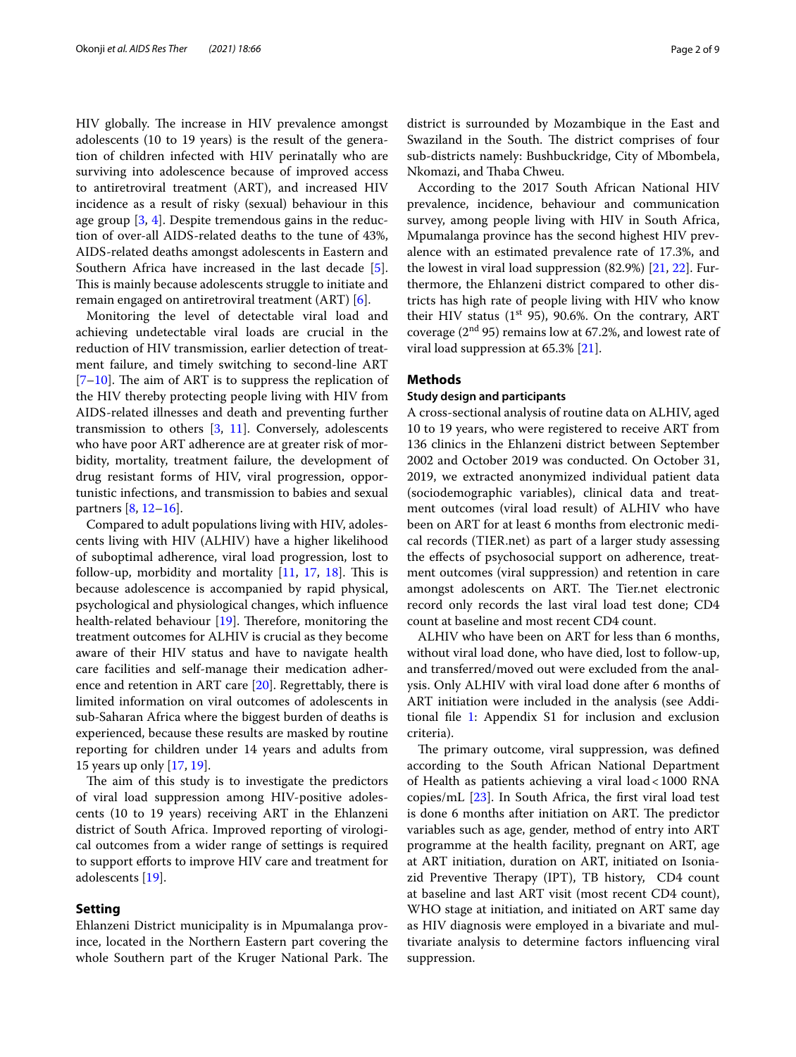HIV globally. The increase in HIV prevalence amongst adolescents (10 to 19 years) is the result of the generation of children infected with HIV perinatally who are surviving into adolescence because of improved access to antiretroviral treatment (ART), and increased HIV incidence as a result of risky (sexual) behaviour in this age group [3, 4]. Despite tremendous gains in the reduction of over-all AIDS-related deaths to the tune of 43%, AIDS-related deaths amongst adolescents in Eastern and Southern Africa have increased in the last decade [5]. This is mainly because adolescents struggle to initiate and remain engaged on antiretroviral treatment (ART) [6].

Monitoring the level of detectable viral load and achieving undetectable viral loads are crucial in the reduction of HIV transmission, earlier detection of treatment failure, and timely switching to second-line ART [7–10]. The aim of ART is to suppress the replication of the HIV thereby protecting people living with HIV from AIDS-related illnesses and death and preventing further transmission to others [3, 11]. Conversely, adolescents who have poor ART adherence are at greater risk of morbidity, mortality, treatment failure, the development of drug resistant forms of HIV, viral progression, opportunistic infections, and transmission to babies and sexual partners [8, 12–16].

Compared to adult populations living with HIV, adolescents living with HIV (ALHIV) have a higher likelihood of suboptimal adherence, viral load progression, lost to follow-up, morbidity and mortality [11, 17, 18]. This is because adolescence is accompanied by rapid physical, psychological and physiological changes, which influence health-related behaviour [19]. Therefore, monitoring the treatment outcomes for ALHIV is crucial as they become aware of their HIV status and have to navigate health care facilities and self-manage their medication adherence and retention in ART care [20]. Regrettably, there is limited information on viral outcomes of adolescents in sub-Saharan Africa where the biggest burden of deaths is experienced, because these results are masked by routine reporting for children under 14 years and adults from 15 years up only [17, 19].

The aim of this study is to investigate the predictors of viral load suppression among HIV-positive adolescents (10 to 19 years) receiving ART in the Ehlanzeni district of South Africa. Improved reporting of virological outcomes from a wider range of settings is required to support efforts to improve HIV care and treatment for adolescents [19].

## Setting

Ehlanzeni District municipality is in Mpumalanga province, located in the Northern Eastern part covering the whole Southern part of the Kruger National Park. The district is surrounded by Mozambique in the East and Swaziland in the South. The district comprises of four sub-districts namely: Bushbuckridge, City of Mbombela, Nkomazi, and Thaba Chweu.

According to the 2017 South African National HIV prevalence, incidence, behaviour and communication survey, among people living with HIV in South Africa, Mpumalanga province has the second highest HIV prevalence with an estimated prevalence rate of 17.3%, and the lowest in viral load suppression (82.9%) [21, 22]. Furthermore, the Ehlanzeni district compared to other districts has high rate of people living with HIV who know their HIV status (1st 95), 90.6%. On the contrary, ART coverage (2nd 95) remains low at 67.2%, and lowest rate of viral load suppression at 65.3% [21].

## Methods

### Study design and participants

A cross-sectional analysis of routine data on ALHIV, aged 10 to 19 years, who were registered to receive ART from 136 clinics in the Ehlanzeni district between September 2002 and October 2019 was conducted. On October 31, 2019, we extracted anonymized individual patient data (sociodemographic variables), clinical data and treatment outcomes (viral load result) of ALHIV who have been on ART for at least 6 months from electronic medical records (TIER.net) as part of a larger study assessing the effects of psychosocial support on adherence, treatment outcomes (viral suppression) and retention in care amongst adolescents on ART. The Tier.net electronic record only records the last viral load test done; CD4 count at baseline and most recent CD4 count.

ALHIV who have been on ART for less than 6 months, without viral load done, who have died, lost to follow-up, and transferred/moved out were excluded from the analysis. Only ALHIV with viral load done after 6 months of ART initiation were included in the analysis (see Additional file 1: Appendix S1 for inclusion and exclusion criteria).

The primary outcome, viral suppression, was defined according to the South African National Department of Health as patients achieving a viral load < 1000 RNA copies/mL [23]. In South Africa, the first viral load test is done 6 months after initiation on ART. The predictor variables such as age, gender, method of entry into ART programme at the health facility, pregnant on ART, age at ART initiation, duration on ART, initiated on Isoniazid Preventive Therapy (IPT), TB history, CD4 count at baseline and last ART visit (most recent CD4 count), WHO stage at initiation, and initiated on ART same day as HIV diagnosis were employed in a bivariate and multivariate analysis to determine factors influencing viral suppression.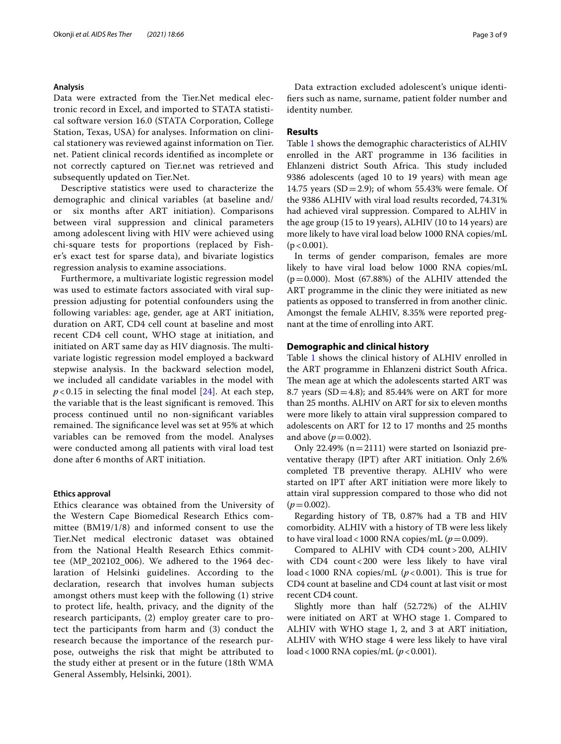### Analysis

Data were extracted from the Tier.Net medical electronic record in Excel, and imported to STATA statistical software version 16.0 (STATA Corporation, College Station, Texas, USA) for analyses. Information on clinical stationery was reviewed against information on Tier.net. Patient clinical records identified as incomplete or not correctly captured on Tier.net was retrieved and subsequently updated on Tier.Net.

Descriptive statistics were used to characterize the demographic and clinical variables (at baseline and/or six months after ART initiation). Comparisons between viral suppression and clinical parameters among adolescent living with HIV were achieved using chi-square tests for proportions (replaced by Fisher's exact test for sparse data), and bivariate logistics regression analysis to examine associations.

Furthermore, a multivariate logistic regression model was used to estimate factors associated with viral suppression adjusting for potential confounders using the following variables: age, gender, age at ART initiation, duration on ART, CD4 cell count at baseline and most recent CD4 cell count, WHO stage at initiation, and initiated on ART same day as HIV diagnosis. The multivariate logistic regression model employed a backward stepwise analysis. In the backward selection model, we included all candidate variables in the model with $p < 0.15$ in selecting the final model [24]. At each step, the variable that is the least significant is removed. This process continued until no non-significant variables remained. The significance level was set at 95% at which variables can be removed from the model. Analyses were conducted among all patients with viral load test done after 6 months of ART initiation.

### Ethics approval

Ethics clearance was obtained from the University of the Western Cape Biomedical Research Ethics committee (BM19/1/8) and informed consent to use the Tier.Net medical electronic dataset was obtained from the National Health Research Ethics committee (MP_202102_006). We adhered to the 1964 declaration of Helsinki guidelines. According to the declaration, research that involves human subjects amongst others must keep with the following (1) strive to protect life, health, privacy, and the dignity of the research participants, (2) employ greater care to protect the participants from harm and (3) conduct the research because the importance of the research purpose, outweighs the risk that might be attributed to the study either at present or in the future (18th WMA General Assembly, Helsinki, 2001).

Data extraction excluded adolescent's unique identifiers such as name, surname, patient folder number and identity number.

## Results

Table 1 shows the demographic characteristics of ALHIV enrolled in the ART programme in 136 facilities in Ehlanzeni district South Africa. This study included 9386 adolescents (aged 10 to 19 years) with mean age 14.75 years (SD = 2.9); of whom 55.43% were female. Of the 9386 ALHIV with viral load results recorded, 74.31% had achieved viral suppression. Compared to ALHIV in the age group (15 to 19 years), ALHIV (10 to 14 years) are more likely to have viral load below 1000 RNA copies/mL ($p < 0.001$).

In terms of gender comparison, females are more likely to have viral load below 1000 RNA copies/mL ($p = 0.000$). Most (67.88%) of the ALHIV attended the ART programme in the clinic they were initiated as new patients as opposed to transferred in from another clinic. Amongst the female ALHIV, 8.35% were reported pregnant at the time of enrolling into ART.

### Demographic and clinical history

Table 1 shows the clinical history of ALHIV enrolled in the ART programme in Ehlanzeni district South Africa. The mean age at which the adolescents started ART was 8.7 years (SD = 4.8); and 85.44% were on ART for more than 25 months. ALHIV on ART for six to eleven months were more likely to attain viral suppression compared to adolescents on ART for 12 to 17 months and 25 months and above ($p = 0.002$).

Only 22.49% (n = 2111) were started on Isoniazid preventative therapy (IPT) after ART initiation. Only 2.6% completed TB preventive therapy. ALHIV who were started on IPT after ART initiation were more likely to attain viral suppression compared to those who did not ($p = 0.002$).

Regarding history of TB, 0.87% had a TB and HIV comorbidity. ALHIV with a history of TB were less likely to have viral load < 1000 RNA copies/mL ($p = 0.009$).

Compared to ALHIV with CD4 count > 200, ALHIV with CD4 count < 200 were less likely to have viral load < 1000 RNA copies/mL ($p < 0.001$). This is true for CD4 count at baseline and CD4 count at last visit or most recent CD4 count.

Slightly more than half (52.72%) of the ALHIV were initiated on ART at WHO stage 1. Compared to ALHIV with WHO stage 1, 2, and 3 at ART initiation, ALHIV with WHO stage 4 were less likely to have viral load < 1000 RNA copies/mL ($p < 0.001$).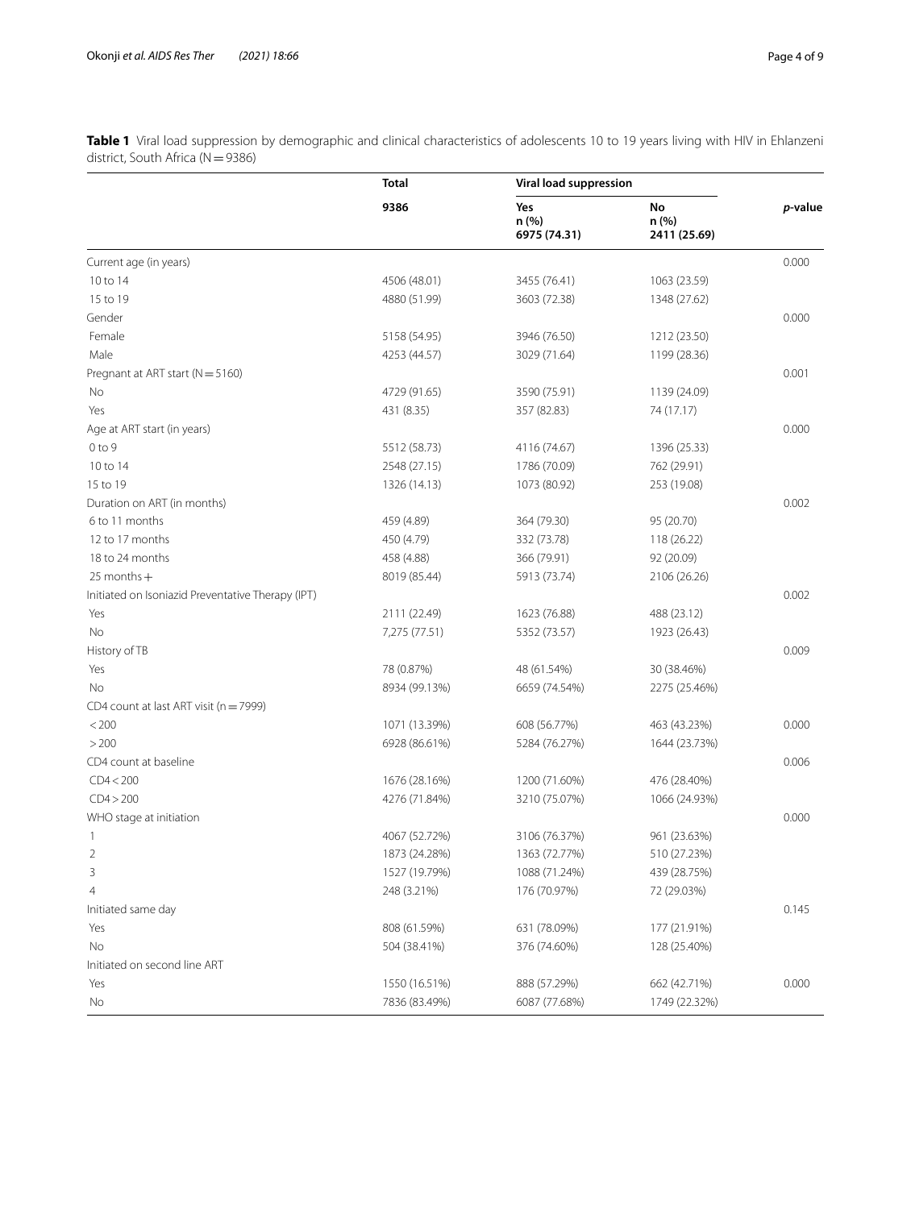**Table 1** Viral load suppression by demographic and clinical characteristics of adolescents 10 to 19 years living with HIV in Ehlanzeni district, South Africa (N = 9386)

| | Total | Viral load suppression | | *p*-value |
|---|---|---|---|---|
| | 9386 | Yes n (%) 6975 (74.31) | No n (%) 2411 (25.69) | |
| Current age (in years) | | | | 0.000 |
| 10 to 14 | 4506 (48.01) | 3455 (76.41) | 1063 (23.59) | |
| 15 to 19 | 4880 (51.99) | 3603 (72.38) | 1348 (27.62) | |
| Gender | | | | 0.000 |
| Female | 5158 (54.95) | 3946 (76.50) | 1212 (23.50) | |
| Male | 4253 (44.57) | 3029 (71.64) | 1199 (28.36) | |
| Pregnant at ART start (N = 5160) | | | | 0.001 |
| No | 4729 (91.65) | 3590 (75.91) | 1139 (24.09) | |
| Yes | 431 (8.35) | 357 (82.83) | 74 (17.17) | |
| Age at ART start (in years) | | | | 0.000 |
| 0 to 9 | 5512 (58.73) | 4116 (74.67) | 1396 (25.33) | |
| 10 to 14 | 2548 (27.15) | 1786 (70.09) | 762 (29.91) | |
| 15 to 19 | 1326 (14.13) | 1073 (80.92) | 253 (19.08) | |
| Duration on ART (in months) | | | | 0.002 |
| 6 to 11 months | 459 (4.89) | 364 (79.30) | 95 (20.70) | |
| 12 to 17 months | 450 (4.79) | 332 (73.78) | 118 (26.22) | |
| 18 to 24 months | 458 (4.88) | 366 (79.91) | 92 (20.09) | |
| 25 months + | 8019 (85.44) | 5913 (73.74) | 2106 (26.26) | |
| Initiated on Isoniazid Preventative Therapy (IPT) | | | | 0.002 |
| Yes | 2111 (22.49) | 1623 (76.88) | 488 (23.12) | |
| No | 7,275 (77.51) | 5352 (73.57) | 1923 (26.43) | |
| History of TB | | | | 0.009 |
| Yes | 78 (0.87%) | 48 (61.54%) | 30 (38.46%) | |
| No | 8934 (99.13%) | 6659 (74.54%) | 2275 (25.46%) | |
| CD4 count at last ART visit (n = 7999) | | | | |
| < 200 | 1071 (13.39%) | 608 (56.77%) | 463 (43.23%) | 0.000 |
| > 200 | 6928 (86.61%) | 5284 (76.27%) | 1644 (23.73%) | |
| CD4 count at baseline | | | | 0.006 |
| CD4 < 200 | 1676 (28.16%) | 1200 (71.60%) | 476 (28.40%) | |
| CD4 > 200 | 4276 (71.84%) | 3210 (75.07%) | 1066 (24.93%) | |
| WHO stage at initiation | | | | 0.000 |
| 1 | 4067 (52.72%) | 3106 (76.37%) | 961 (23.63%) | |
| 2 | 1873 (24.28%) | 1363 (72.77%) | 510 (27.23%) | |
| 3 | 1527 (19.79%) | 1088 (71.24%) | 439 (28.75%) | |
| 4 | 248 (3.21%) | 176 (70.97%) | 72 (29.03%) | |
| Initiated same day | | | | 0.145 |
| Yes | 808 (61.59%) | 631 (78.09%) | 177 (21.91%) | |
| No | 504 (38.41%) | 376 (74.60%) | 128 (25.40%) | |
| Initiated on second line ART | | | | |
| Yes | 1550 (16.51%) | 888 (57.29%) | 662 (42.71%) | 0.000 |
| No | 7836 (83.49%) | 6087 (77.68%) | 1749 (22.32%) | |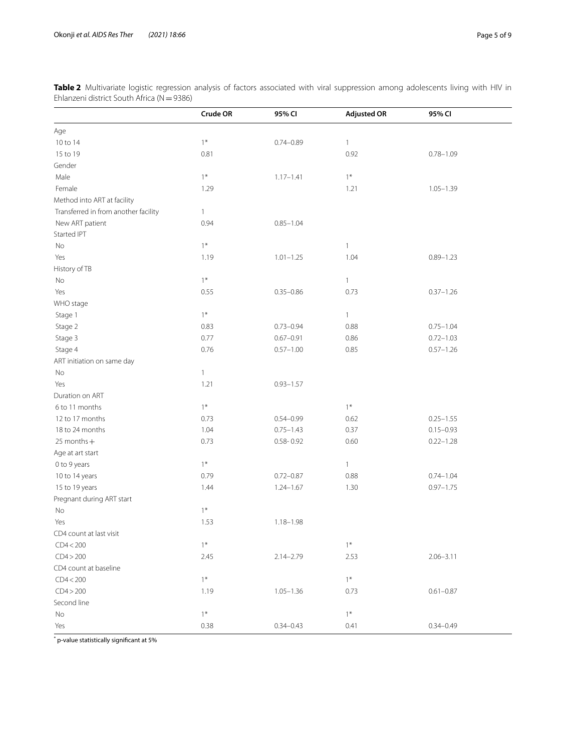**Table 2** Multivariate logistic regression analysis of factors associated with viral suppression among adolescents living with HIV in Ehlanzeni district South Africa (N = 9386)

| | Crude OR | 95% CI | Adjusted OR | 95% CI |
|---|---|---|---|---|
| Age | | | | |
| 10 to 14 | 1* | 0.74–0.89 | 1 | |
| 15 to 19 | 0.81 | | 0.92 | 0.78–1.09 |
| Gender | | | | |
| Male | 1* | 1.17–1.41 | 1* | |
| Female | 1.29 | | 1.21 | 1.05–1.39 |
| Method into ART at facility | | | | |
| Transferred in from another facility | 1 | | | |
| New ART patient | 0.94 | 0.85–1.04 | | |
| Started IPT | | | | |
| No | 1* | | 1 | |
| Yes | 1.19 | 1.01–1.25 | 1.04 | 0.89–1.23 |
| History of TB | | | | |
| No | 1* | | 1 | |
| Yes | 0.55 | 0.35–0.86 | 0.73 | 0.37–1.26 |
| WHO stage | | | | |
| Stage 1 | 1* | | 1 | |
| Stage 2 | 0.83 | 0.73–0.94 | 0.88 | 0.75–1.04 |
| Stage 3 | 0.77 | 0.67–0.91 | 0.86 | 0.72–1.03 |
| Stage 4 | 0.76 | 0.57–1.00 | 0.85 | 0.57–1.26 |
| ART initiation on same day | | | | |
| No | 1 | | | |
| Yes | 1.21 | 0.93–1.57 | | |
| Duration on ART | | | | |
| 6 to 11 months | 1* | | 1* | |
| 12 to 17 months | 0.73 | 0.54–0.99 | 0.62 | 0.25–1.55 |
| 18 to 24 months | 1.04 | 0.75–1.43 | 0.37 | 0.15–0.93 |
| 25 months + | 0.73 | 0.58- 0.92 | 0.60 | 0.22–1.28 |
| Age at art start | | | | |
| 0 to 9 years | 1* | | 1 | |
| 10 to 14 years | 0.79 | 0.72–0.87 | 0.88 | 0.74–1.04 |
| 15 to 19 years | 1.44 | 1.24–1.67 | 1.30 | 0.97–1.75 |
| Pregnant during ART start | | | | |
| No | 1* | | | |
| Yes | 1.53 | 1.18–1.98 | | |
| CD4 count at last visit | | | | |
| CD4 < 200 | 1* | | 1* | |
| CD4 > 200 | 2.45 | 2.14–2.79 | 2.53 | 2.06–3.11 |
| CD4 count at baseline | | | | |
| CD4 < 200 | 1* | | 1* | |
| CD4 > 200 | 1.19 | 1.05–1.36 | 0.73 | 0.61–0.87 |
| Second line | | | | |
| No | 1* | | 1* | |
| Yes | 0.38 | 0.34–0.43 | 0.41 | 0.34–0.49 |

\* p-value statistically significant at 5%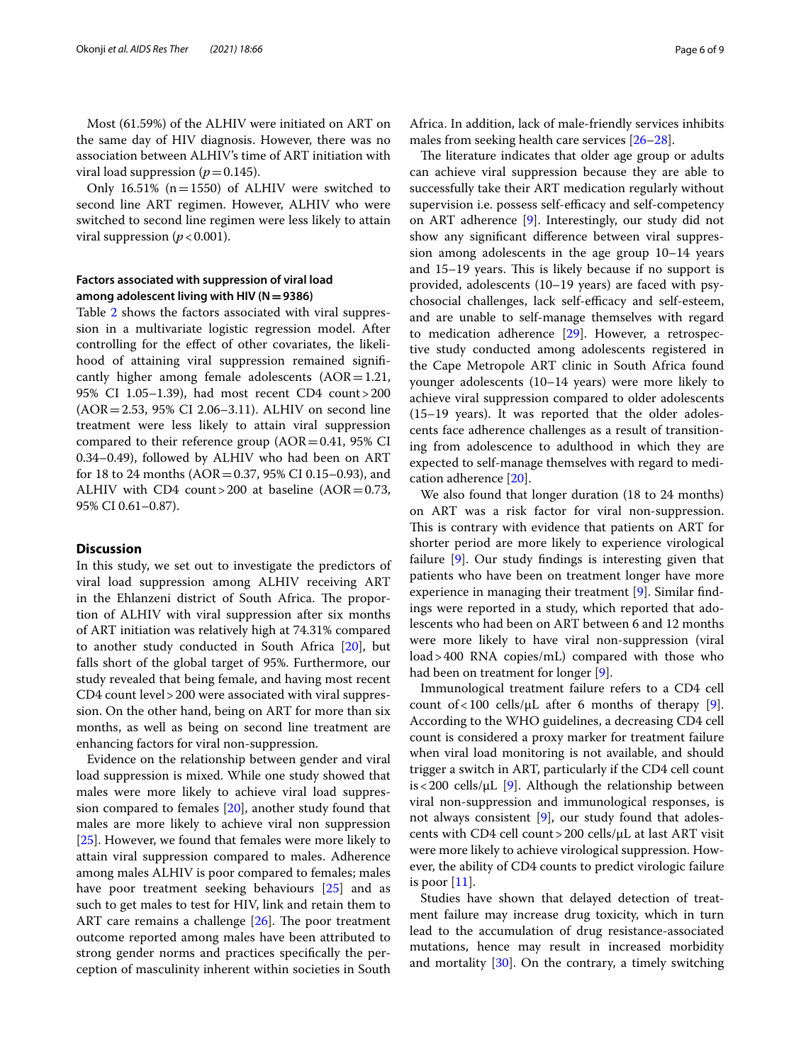Most (61.59%) of the ALHIV were initiated on ART on the same day of HIV diagnosis. However, there was no association between ALHIV's time of ART initiation with viral load suppression ($p = 0.145$).

Only 16.51% (n = 1550) of ALHIV were switched to second line ART regimen. However, ALHIV who were switched to second line regimen were less likely to attain viral suppression ($p < 0.001$).

### Factors associated with suppression of viral load among adolescent living with HIV (N = 9386)

Table 2 shows the factors associated with viral suppression in a multivariate logistic regression model. After controlling for the effect of other covariates, the likelihood of attaining viral suppression remained significantly higher among female adolescents (AOR = 1.21, 95% CI 1.05–1.39), had most recent CD4 count > 200 (AOR = 2.53, 95% CI 2.06–3.11). ALHIV on second line treatment were less likely to attain viral suppression compared to their reference group (AOR = 0.41, 95% CI 0.34–0.49), followed by ALHIV who had been on ART for 18 to 24 months (AOR = 0.37, 95% CI 0.15–0.93), and ALHIV with CD4 count > 200 at baseline (AOR = 0.73, 95% CI 0.61–0.87).

## Discussion

In this study, we set out to investigate the predictors of viral load suppression among ALHIV receiving ART in the Ehlanzeni district of South Africa. The proportion of ALHIV with viral suppression after six months of ART initiation was relatively high at 74.31% compared to another study conducted in South Africa [20], but falls short of the global target of 95%. Furthermore, our study revealed that being female, and having most recent CD4 count level > 200 were associated with viral suppression. On the other hand, being on ART for more than six months, as well as being on second line treatment are enhancing factors for viral non-suppression.

Evidence on the relationship between gender and viral load suppression is mixed. While one study showed that males were more likely to achieve viral load suppression compared to females [20], another study found that males are more likely to achieve viral non suppression [25]. However, we found that females were more likely to attain viral suppression compared to males. Adherence among males ALHIV is poor compared to females; males have poor treatment seeking behaviours [25] and as such to get males to test for HIV, link and retain them to ART care remains a challenge [26]. The poor treatment outcome reported among males have been attributed to strong gender norms and practices specifically the perception of masculinity inherent within societies in South Africa. In addition, lack of male-friendly services inhibits males from seeking health care services [26–28].

The literature indicates that older age group or adults can achieve viral suppression because they are able to successfully take their ART medication regularly without supervision i.e. possess self-efficacy and self-competency on ART adherence [9]. Interestingly, our study did not show any significant difference between viral suppression among adolescents in the age group 10–14 years and 15–19 years. This is likely because if no support is provided, adolescents (10–19 years) are faced with psychosocial challenges, lack self-efficacy and self-esteem, and are unable to self-manage themselves with regard to medication adherence [29]. However, a retrospective study conducted among adolescents registered in the Cape Metropole ART clinic in South Africa found younger adolescents (10–14 years) were more likely to achieve viral suppression compared to older adolescents (15–19 years). It was reported that the older adolescents face adherence challenges as a result of transitioning from adolescence to adulthood in which they are expected to self-manage themselves with regard to medication adherence [20].

We also found that longer duration (18 to 24 months) on ART was a risk factor for viral non-suppression. This is contrary with evidence that patients on ART for shorter period are more likely to experience virological failure [9]. Our study findings is interesting given that patients who have been on treatment longer have more experience in managing their treatment [9]. Similar findings were reported in a study, which reported that adolescents who had been on ART between 6 and 12 months were more likely to have viral non-suppression (viral load > 400 RNA copies/mL) compared with those who had been on treatment for longer [9].

Immunological treatment failure refers to a CD4 cell count of < 100 cells/μL after 6 months of therapy [9]. According to the WHO guidelines, a decreasing CD4 cell count is considered a proxy marker for treatment failure when viral load monitoring is not available, and should trigger a switch in ART, particularly if the CD4 cell count is < 200 cells/μL [9]. Although the relationship between viral non-suppression and immunological responses, is not always consistent [9], our study found that adolescents with CD4 cell count > 200 cells/μL at last ART visit were more likely to achieve virological suppression. However, the ability of CD4 counts to predict virologic failure is poor [11].

Studies have shown that delayed detection of treatment failure may increase drug toxicity, which in turn lead to the accumulation of drug resistance-associated mutations, hence may result in increased morbidity and mortality [30]. On the contrary, a timely switching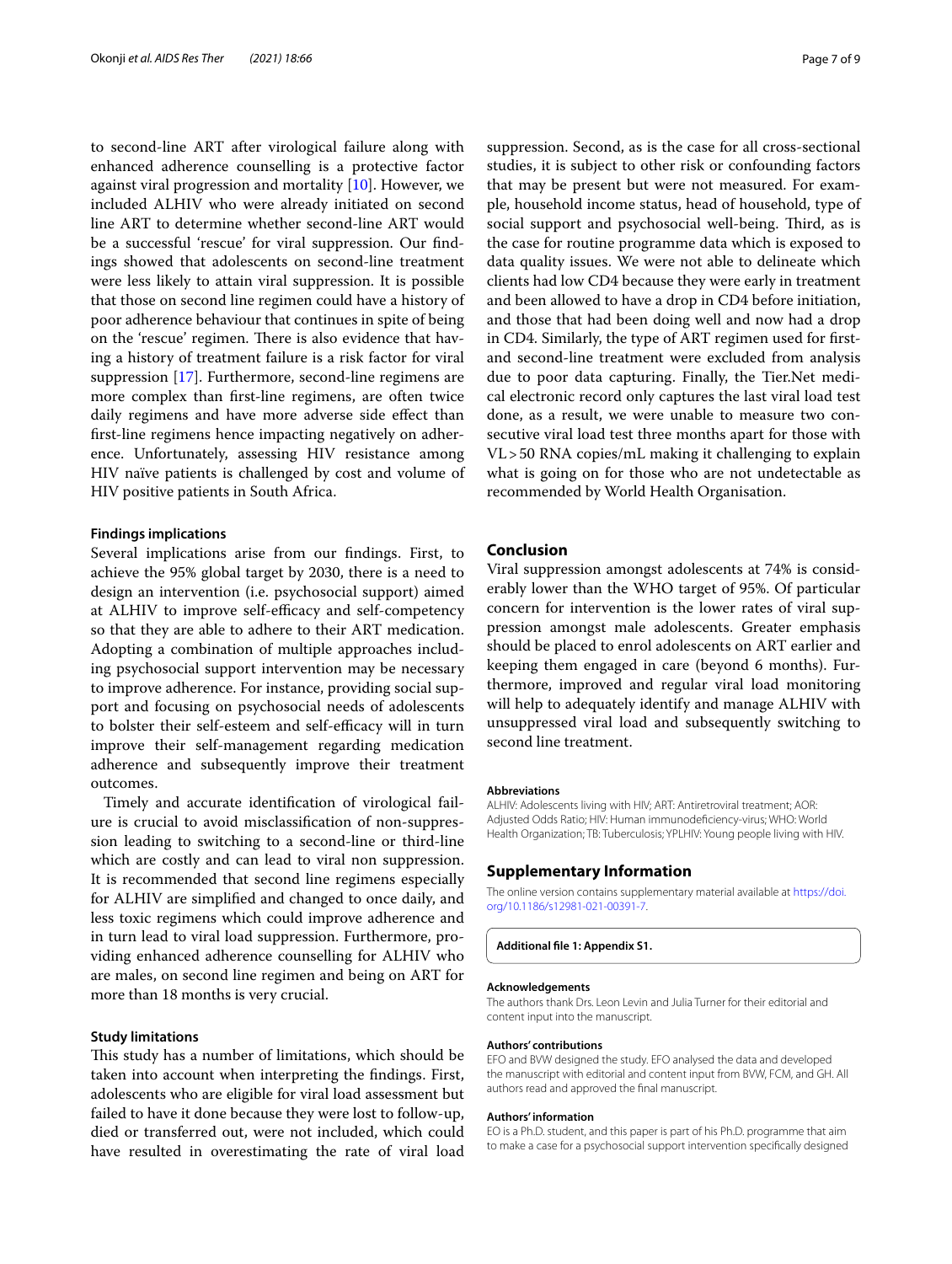to second-line ART after virological failure along with enhanced adherence counselling is a protective factor against viral progression and mortality [10]. However, we included ALHIV who were already initiated on second line ART to determine whether second-line ART would be a successful 'rescue' for viral suppression. Our findings showed that adolescents on second-line treatment were less likely to attain viral suppression. It is possible that those on second line regimen could have a history of poor adherence behaviour that continues in spite of being on the 'rescue' regimen. There is also evidence that having a history of treatment failure is a risk factor for viral suppression [17]. Furthermore, second-line regimens are more complex than first-line regimens, are often twice daily regimens and have more adverse side effect than first-line regimens hence impacting negatively on adherence. Unfortunately, assessing HIV resistance among HIV naïve patients is challenged by cost and volume of HIV positive patients in South Africa.

### Findings implications

Several implications arise from our findings. First, to achieve the 95% global target by 2030, there is a need to design an intervention (i.e. psychosocial support) aimed at ALHIV to improve self-efficacy and self-competency so that they are able to adhere to their ART medication. Adopting a combination of multiple approaches including psychosocial support intervention may be necessary to improve adherence. For instance, providing social support and focusing on psychosocial needs of adolescents to bolster their self-esteem and self-efficacy will in turn improve their self-management regarding medication adherence and subsequently improve their treatment outcomes.

Timely and accurate identification of virological failure is crucial to avoid misclassification of non-suppression leading to switching to a second-line or third-line which are costly and can lead to viral non suppression. It is recommended that second line regimens especially for ALHIV are simplified and changed to once daily, and less toxic regimens which could improve adherence and in turn lead to viral load suppression. Furthermore, providing enhanced adherence counselling for ALHIV who are males, on second line regimen and being on ART for more than 18 months is very crucial.

### Study limitations

This study has a number of limitations, which should be taken into account when interpreting the findings. First, adolescents who are eligible for viral load assessment but failed to have it done because they were lost to follow-up, died or transferred out, were not included, which could have resulted in overestimating the rate of viral load suppression. Second, as is the case for all cross-sectional studies, it is subject to other risk or confounding factors that may be present but were not measured. For example, household income status, head of household, type of social support and psychosocial well-being. Third, as is the case for routine programme data which is exposed to data quality issues. We were not able to delineate which clients had low CD4 because they were early in treatment and been allowed to have a drop in CD4 before initiation, and those that had been doing well and now had a drop in CD4. Similarly, the type of ART regimen used for first- and second-line treatment were excluded from analysis due to poor data capturing. Finally, the Tier.Net medical electronic record only captures the last viral load test done, as a result, we were unable to measure two consecutive viral load test three months apart for those with VL > 50 RNA copies/mL making it challenging to explain what is going on for those who are not undetectable as recommended by World Health Organisation.

## Conclusion

Viral suppression amongst adolescents at 74% is considerably lower than the WHO target of 95%. Of particular concern for intervention is the lower rates of viral suppression amongst male adolescents. Greater emphasis should be placed to enrol adolescents on ART earlier and keeping them engaged in care (beyond 6 months). Furthermore, improved and regular viral load monitoring will help to adequately identify and manage ALHIV with unsuppressed viral load and subsequently switching to second line treatment.

#### Abbreviations

ALHIV: Adolescents living with HIV; ART: Antiretroviral treatment; AOR: Adjusted Odds Ratio; HIV: Human immunodeficiency-virus; WHO: World Health Organization; TB: Tuberculosis; YPLHIV: Young people living with HIV.

## Supplementary Information

The online version contains supplementary material available at https://doi.org/10.1186/s12981-021-00391-7.

**Additional file 1: Appendix S1.**

#### Acknowledgements

The authors thank Drs. Leon Levin and Julia Turner for their editorial and content input into the manuscript.

#### Authors' contributions

EFO and BVW designed the study. EFO analysed the data and developed the manuscript with editorial and content input from BVW, FCM, and GH. All authors read and approved the final manuscript.

#### Authors' information

EO is a Ph.D. student, and this paper is part of his Ph.D. programme that aim to make a case for a psychosocial support intervention specifically designed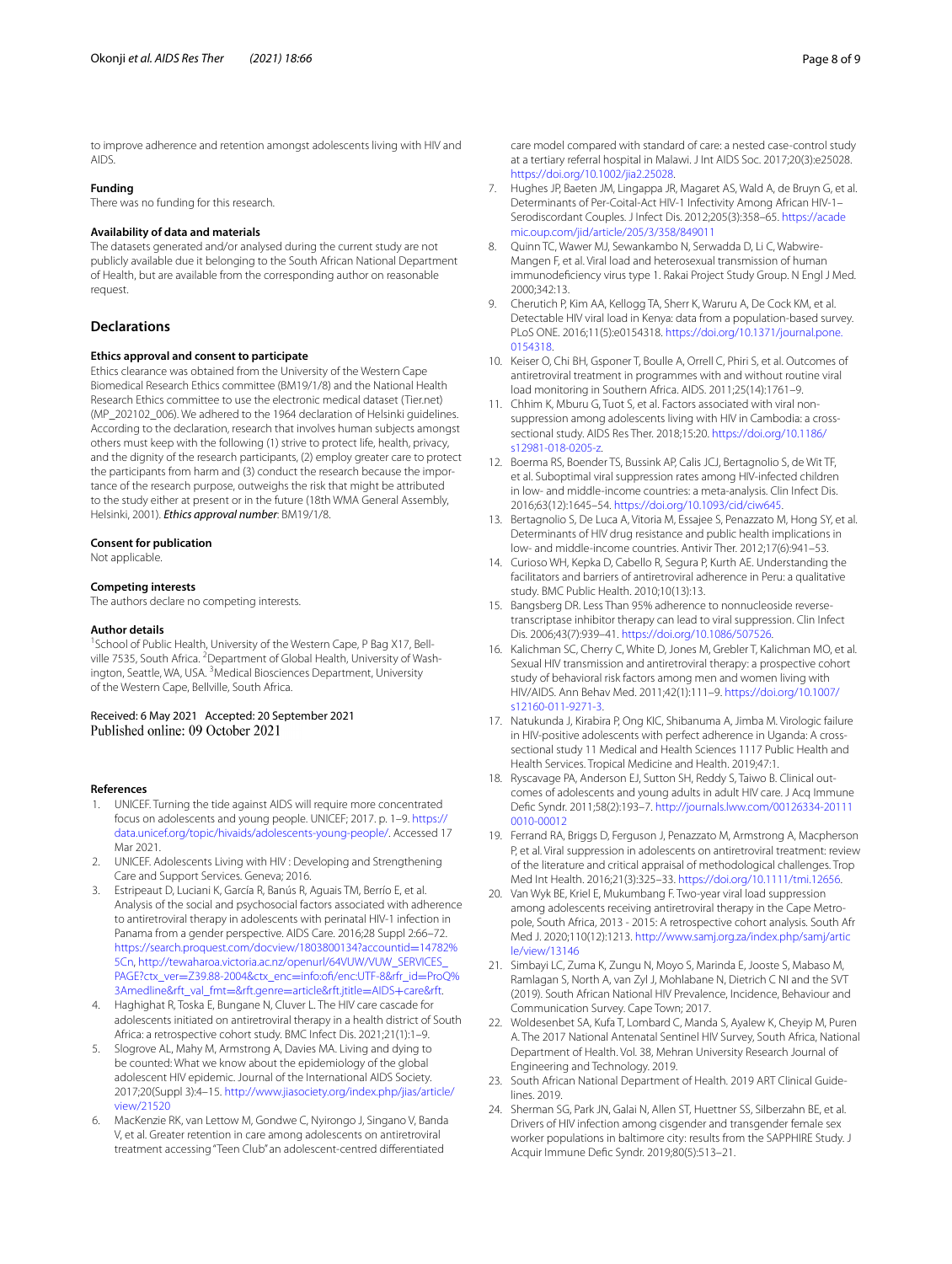to improve adherence and retention amongst adolescents living with HIV and AIDS.

### Funding
There was no funding for this research.

### Availability of data and materials
The datasets generated and/or analysed during the current study are not publicly available due it belonging to the South African National Department of Health, but are available from the corresponding author on reasonable request.

## Declarations

### Ethics approval and consent to participate
Ethics clearance was obtained from the University of the Western Cape Biomedical Research Ethics committee (BM19/1/8) and the National Health Research Ethics committee to use the electronic medical dataset (Tier.net) (MP_202102_006). We adhered to the 1964 declaration of Helsinki guidelines. According to the declaration, research that involves human subjects amongst others must keep with the following (1) strive to protect life, health, privacy, and the dignity of the research participants, (2) employ greater care to protect the participants from harm and (3) conduct the research because the importance of the research purpose, outweighs the risk that might be attributed to the study either at present or in the future (18th WMA General Assembly, Helsinki, 2001). ***Ethics approval number***: BM19/1/8.

### Consent for publication
Not applicable.

### Competing interests
The authors declare no competing interests.

### Author details
[1] School of Public Health, University of the Western Cape, P Bag X17, Bellville 7535, South Africa. [2] Department of Global Health, University of Washington, Seattle, WA, USA. [3] Medical Biosciences Department, University of the Western Cape, Bellville, South Africa.

Received: 6 May 2021 Accepted: 20 September 2021
Published online: 09 October 2021

### References
1. UNICEF. Turning the tide against AIDS will require more concentrated focus on adolescents and young people. UNICEF; 2017. p. 1–9. https://data.unicef.org/topic/hivaids/adolescents-young-people/. Accessed 17 Mar 2021.
2. UNICEF. Adolescents Living with HIV : Developing and Strengthening Care and Support Services. Geneva; 2016.
3. Estripeaut D, Luciani K, García R, Banús R, Aguais TM, Berrío E, et al. Analysis of the social and psychosocial factors associated with adherence to antiretroviral therapy in adolescents with perinatal HIV-1 infection in Panama from a gender perspective. AIDS Care. 2016;28 Suppl 2:66–72. https://search.proquest.com/docview/1803800134?accountid=14782%5Cn, http://tewaharoa.victoria.ac.nz/openurl/64VUW/VUW_SERVICES_PAGE?ctx_ver=Z39.88-2004&ctx_enc=info:ofi/enc:UTF-8&rfr_id=ProQ%3Amedline&rft_val_fmt=&rft.genre=article&rft.jtitle=AIDS+care&rft.
4. Haghighat R, Toska E, Bungane N, Cluver L. The HIV care cascade for adolescents initiated on antiretroviral therapy in a health district of South Africa: a retrospective cohort study. BMC Infect Dis. 2021;21(1):1–9.
5. Slogrove AL, Mahy M, Armstrong A, Davies MA. Living and dying to be counted: What we know about the epidemiology of the global adolescent HIV epidemic. Journal of the International AIDS Society. 2017;20(Suppl 3):4–15. http://www.jiasociety.org/index.php/jias/article/view/21520
6. MacKenzie RK, van Lettow M, Gondwe C, Nyirongo J, Singano V, Banda V, et al. Greater retention in care among adolescents on antiretroviral treatment accessing "Teen Club" an adolescent-centred differentiated care model compared with standard of care: a nested case-control study at a tertiary referral hospital in Malawi. J Int AIDS Soc. 2017;20(3):e25028. https://doi.org/10.1002/jia2.25028.
7. Hughes JP, Baeten JM, Lingappa JR, Magaret AS, Wald A, de Bruyn G, et al. Determinants of Per-Coital-Act HIV-1 Infectivity Among African HIV-1–Serodiscordant Couples. J Infect Dis. 2012;205(3):358–65. https://academic.oup.com/jid/article/205/3/358/849011
8. Quinn TC, Wawer MJ, Sewankambo N, Serwadda D, Li C, Wabwire-Mangen F, et al. Viral load and heterosexual transmission of human immunodeficiency virus type 1. Rakai Project Study Group. N Engl J Med. 2000;342:13.
9. Cherutich P, Kim AA, Kellogg TA, Sherr K, Waruru A, De Cock KM, et al. Detectable HIV viral load in Kenya: data from a population-based survey. PLoS ONE. 2016;11(5):e0154318. https://doi.org/10.1371/journal.pone.0154318.
10. Keiser O, Chi BH, Gsponer T, Boulle A, Orrell C, Phiri S, et al. Outcomes of antiretroviral treatment in programmes with and without routine viral load monitoring in Southern Africa. AIDS. 2011;25(14):1761–9.
11. Chhim K, Mburu G, Tuot S, et al. Factors associated with viral non-suppression among adolescents living with HIV in Cambodia: a cross-sectional study. AIDS Res Ther. 2018;15:20. https://doi.org/10.1186/s12981-018-0205-z.
12. Boerma RS, Boender TS, Bussink AP, Calis JCJ, Bertagnolio S, de Wit TF, et al. Suboptimal viral suppression rates among HIV-infected children in low- and middle-income countries: a meta-analysis. Clin Infect Dis. 2016;63(12):1645–54. https://doi.org/10.1093/cid/ciw645.
13. Bertagnolio S, De Luca A, Vitoria M, Essajee S, Penazzato M, Hong SY, et al. Determinants of HIV drug resistance and public health implications in low- and middle-income countries. Antivir Ther. 2012;17(6):941–53.
14. Curioso WH, Kepka D, Cabello R, Segura P, Kurth AE. Understanding the facilitators and barriers of antiretroviral adherence in Peru: a qualitative study. BMC Public Health. 2010;10(13):13.
15. Bangsberg DR. Less Than 95% adherence to nonnucleoside reverse-transcriptase inhibitor therapy can lead to viral suppression. Clin Infect Dis. 2006;43(7):939–41. https://doi.org/10.1086/507526.
16. Kalichman SC, Cherry C, White D, Jones M, Grebler T, Kalichman MO, et al. Sexual HIV transmission and antiretroviral therapy: a prospective cohort study of behavioral risk factors among men and women living with HIV/AIDS. Ann Behav Med. 2011;42(1):111–9. https://doi.org/10.1007/s12160-011-9271-3.
17. Natukunda J, Kirabira P, Ong KIC, Shibanuma A, Jimba M. Virologic failure in HIV-positive adolescents with perfect adherence in Uganda: A cross-sectional study 11 Medical and Health Sciences 1117 Public Health and Health Services. Tropical Medicine and Health. 2019;47:1.
18. Ryscavage PA, Anderson EJ, Sutton SH, Reddy S, Taiwo B. Clinical outcomes of adolescents and young adults in adult HIV care. J Acq Immune Defic Syndr. 2011;58(2):193–7. http://journals.lww.com/00126334-201110010-00012
19. Ferrand RA, Briggs D, Ferguson J, Penazzato M, Armstrong A, Macpherson P, et al. Viral suppression in adolescents on antiretroviral treatment: review of the literature and critical appraisal of methodological challenges. Trop Med Int Health. 2016;21(3):325–33. https://doi.org/10.1111/tmi.12656.
20. Van Wyk BE, Kriel E, Mukumbang F. Two-year viral load suppression among adolescents receiving antiretroviral therapy in the Cape Metropole, South Africa, 2013 - 2015: A retrospective cohort analysis. South Afr Med J. 2020;110(12):1213. http://www.samj.org.za/index.php/samj/article/view/13146
21. Simbayi LC, Zuma K, Zungu N, Moyo S, Marinda E, Jooste S, Mabaso M, Ramlagan S, North A, van Zyl J, Mohlabane N, Dietrich C NI and the SVT (2019). South African National HIV Prevalence, Incidence, Behaviour and Communication Survey. Cape Town; 2017.
22. Woldesenbet SA, Kufa T, Lombard C, Manda S, Ayalew K, Cheyip M, Puren A. The 2017 National Antenatal Sentinel HIV Survey, South Africa, National Department of Health. Vol. 38, Mehran University Research Journal of Engineering and Technology. 2019.
23. South African National Department of Health. 2019 ART Clinical Guidelines. 2019.
24. Sherman SG, Park JN, Galai N, Allen ST, Huettner SS, Silberzahn BE, et al. Drivers of HIV infection among cisgender and transgender female sex worker populations in baltimore city: results from the SAPPHIRE Study. J Acquir Immune Defic Syndr. 2019;80(5):513–21.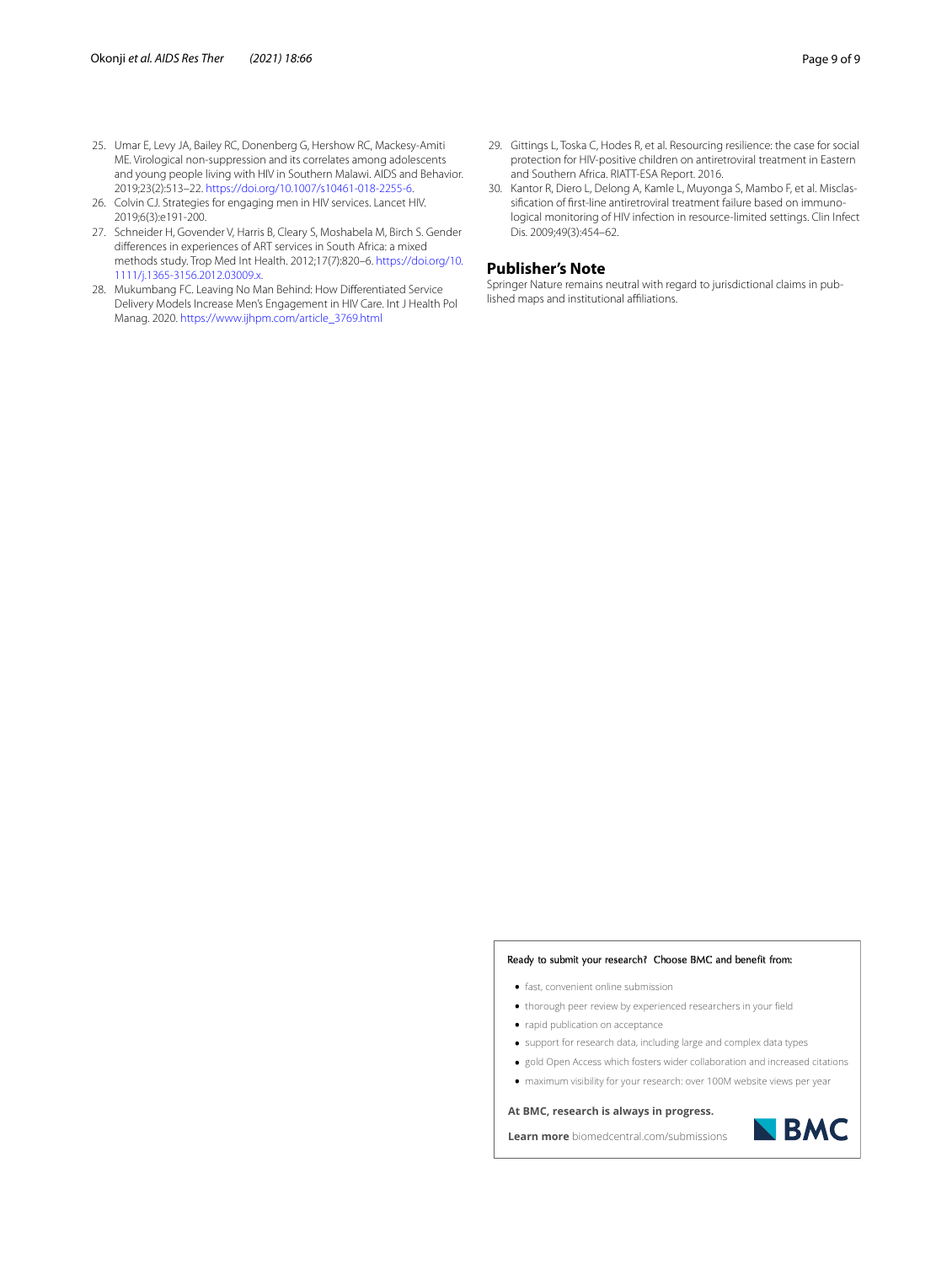25. Umar E, Levy JA, Bailey RC, Donenberg G, Hershow RC, Mackesy-Amiti ME. Virological non-suppression and its correlates among adolescents and young people living with HIV in Southern Malawi. AIDS and Behavior. 2019;23(2):513–22. https://doi.org/10.1007/s10461-018-2255-6.
26. Colvin CJ. Strategies for engaging men in HIV services. Lancet HIV. 2019;6(3):e191-200.
27. Schneider H, Govender V, Harris B, Cleary S, Moshabela M, Birch S. Gender differences in experiences of ART services in South Africa: a mixed methods study. Trop Med Int Health. 2012;17(7):820–6. https://doi.org/10.1111/j.1365-3156.2012.03009.x.
28. Mukumbang FC. Leaving No Man Behind: How Differentiated Service Delivery Models Increase Men's Engagement in HIV Care. Int J Health Pol Manag. 2020. https://www.ijhpm.com/article_3769.html
29. Gittings L, Toska C, Hodes R, et al. Resourcing resilience: the case for social protection for HIV-positive children on antiretroviral treatment in Eastern and Southern Africa. RIATT-ESA Report. 2016.
30. Kantor R, Diero L, Delong A, Kamle L, Muyonga S, Mambo F, et al. Misclassification of first-line antiretroviral treatment failure based on immunological monitoring of HIV infection in resource-limited settings. Clin Infect Dis. 2009;49(3):454–62.

## Publisher's Note

Springer Nature remains neutral with regard to jurisdictional claims in published maps and institutional affiliations.

Ready to submit your research? Choose BMC and benefit from:

- fast, convenient online submission
- thorough peer review by experienced researchers in your field
- rapid publication on acceptance
- support for research data, including large and complex data types
- gold Open Access which fosters wider collaboration and increased citations
- maximum visibility for your research: over 100M website views per year

**At BMC, research is always in progress.**

**Learn more** biomedcentral.com/submissions

BMC